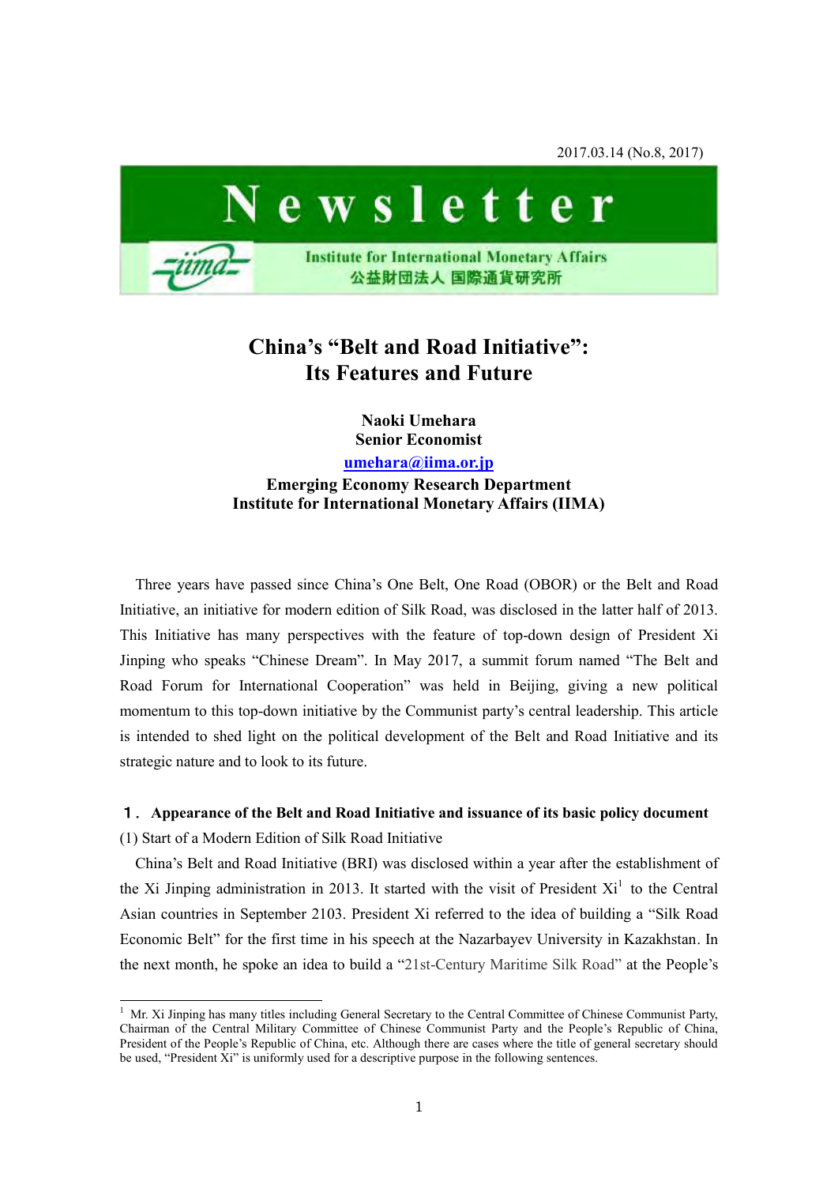2017.03.14 (No.8, 2017)

Newsletter

Institute for International Monetary Affairs
公益財団法人 国際通貨研究所

# China's "Belt and Road Initiative": Its Features and Future

**Naoki Umehara**
**Senior Economist**
**umehara@iima.or.jp**
**Emerging Economy Research Department**
**Institute for International Monetary Affairs (IIMA)**

Three years have passed since China's One Belt, One Road (OBOR) or the Belt and Road Initiative, an initiative for modern edition of Silk Road, was disclosed in the latter half of 2013. This Initiative has many perspectives with the feature of top-down design of President Xi Jinping who speaks "Chinese Dream". In May 2017, a summit forum named "The Belt and Road Forum for International Cooperation" was held in Beijing, giving a new political momentum to this top-down initiative by the Communist party's central leadership. This article is intended to shed light on the political development of the Belt and Road Initiative and its strategic nature and to look to its future.

## １．Appearance of the Belt and Road Initiative and issuance of its basic policy document

(1) Start of a Modern Edition of Silk Road Initiative

China's Belt and Road Initiative (BRI) was disclosed within a year after the establishment of the Xi Jinping administration in 2013. It started with the visit of President Xi[1] to the Central Asian countries in September 2103. President Xi referred to the idea of building a "Silk Road Economic Belt" for the first time in his speech at the Nazarbayev University in Kazakhstan. In the next month, he spoke an idea to build a "21st-Century Maritime Silk Road" at the People's

[1] Mr. Xi Jinping has many titles including General Secretary to the Central Committee of Chinese Communist Party, Chairman of the Central Military Committee of Chinese Communist Party and the People's Republic of China, President of the People's Republic of China, etc. Although there are cases where the title of general secretary should be used, "President Xi" is uniformly used for a descriptive purpose in the following sentences.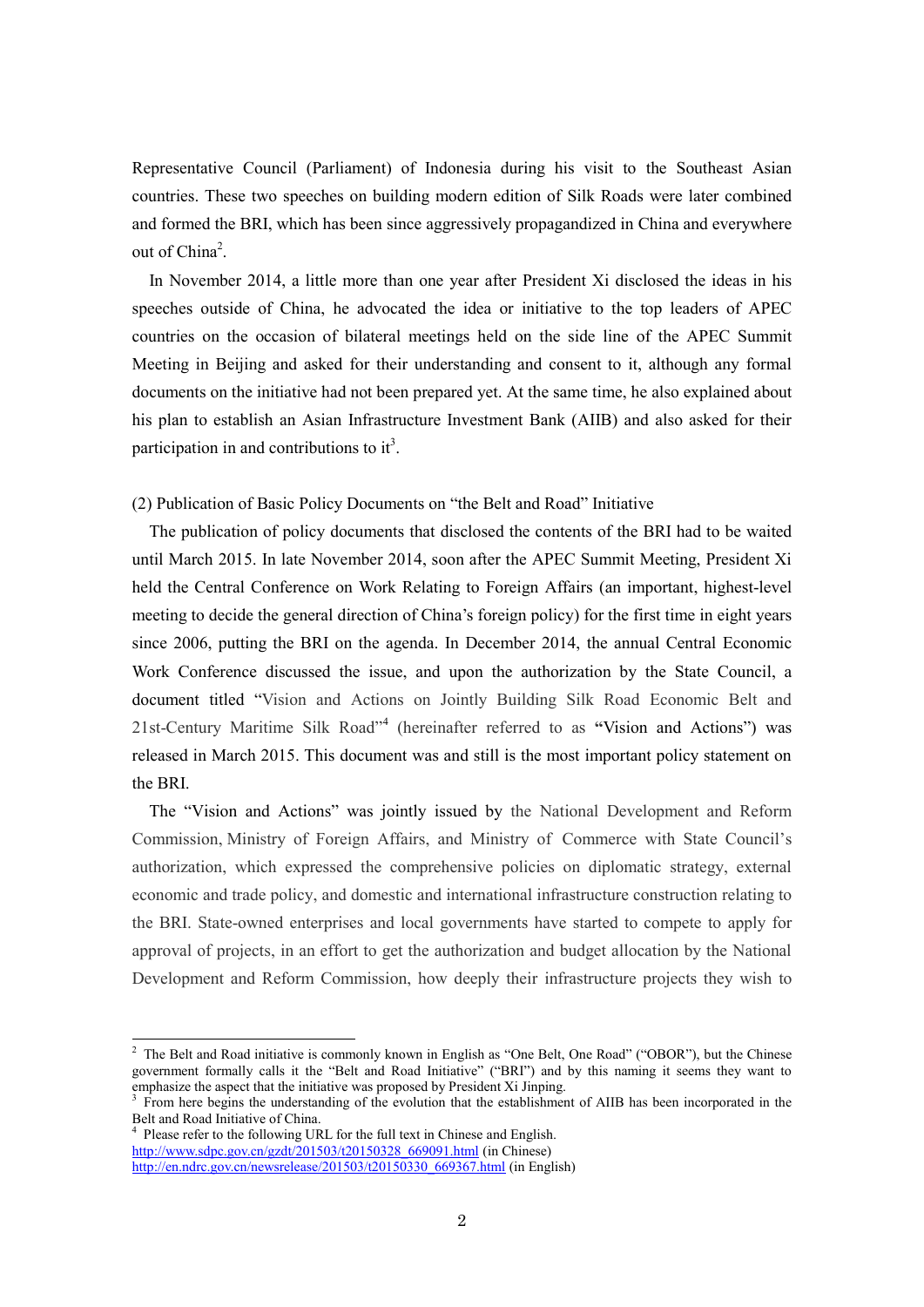Representative Council (Parliament) of Indonesia during his visit to the Southeast Asian countries. These two speeches on building modern edition of Silk Roads were later combined and formed the BRI, which has been since aggressively propagandized in China and everywhere out of China[2].

In November 2014, a little more than one year after President Xi disclosed the ideas in his speeches outside of China, he advocated the idea or initiative to the top leaders of APEC countries on the occasion of bilateral meetings held on the side line of the APEC Summit Meeting in Beijing and asked for their understanding and consent to it, although any formal documents on the initiative had not been prepared yet. At the same time, he also explained about his plan to establish an Asian Infrastructure Investment Bank (AIIB) and also asked for their participation in and contributions to it[3].

(2) Publication of Basic Policy Documents on "the Belt and Road" Initiative

The publication of policy documents that disclosed the contents of the BRI had to be waited until March 2015. In late November 2014, soon after the APEC Summit Meeting, President Xi held the Central Conference on Work Relating to Foreign Affairs (an important, highest-level meeting to decide the general direction of China's foreign policy) for the first time in eight years since 2006, putting the BRI on the agenda. In December 2014, the annual Central Economic Work Conference discussed the issue, and upon the authorization by the State Council, a document titled "Vision and Actions on Jointly Building Silk Road Economic Belt and 21st-Century Maritime Silk Road"[4] (hereinafter referred to as "Vision and Actions") was released in March 2015. This document was and still is the most important policy statement on the BRI.

The "Vision and Actions" was jointly issued by the National Development and Reform Commission, Ministry of Foreign Affairs, and Ministry of Commerce with State Council's authorization, which expressed the comprehensive policies on diplomatic strategy, external economic and trade policy, and domestic and international infrastructure construction relating to the BRI. State-owned enterprises and local governments have started to compete to apply for approval of projects, in an effort to get the authorization and budget allocation by the National Development and Reform Commission, how deeply their infrastructure projects they wish to

---

[2] The Belt and Road initiative is commonly known in English as "One Belt, One Road" ("OBOR"), but the Chinese government formally calls it the "Belt and Road Initiative" ("BRI") and by this naming it seems they want to emphasize the aspect that the initiative was proposed by President Xi Jinping.

[3] From here begins the understanding of the evolution that the establishment of AIIB has been incorporated in the Belt and Road Initiative of China.

[4] Please refer to the following URL for the full text in Chinese and English.
http://www.sdpc.gov.cn/gzdt/201503/t20150328_669091.html (in Chinese)
http://en.ndrc.gov.cn/newsrelease/201503/t20150330_669367.html (in English)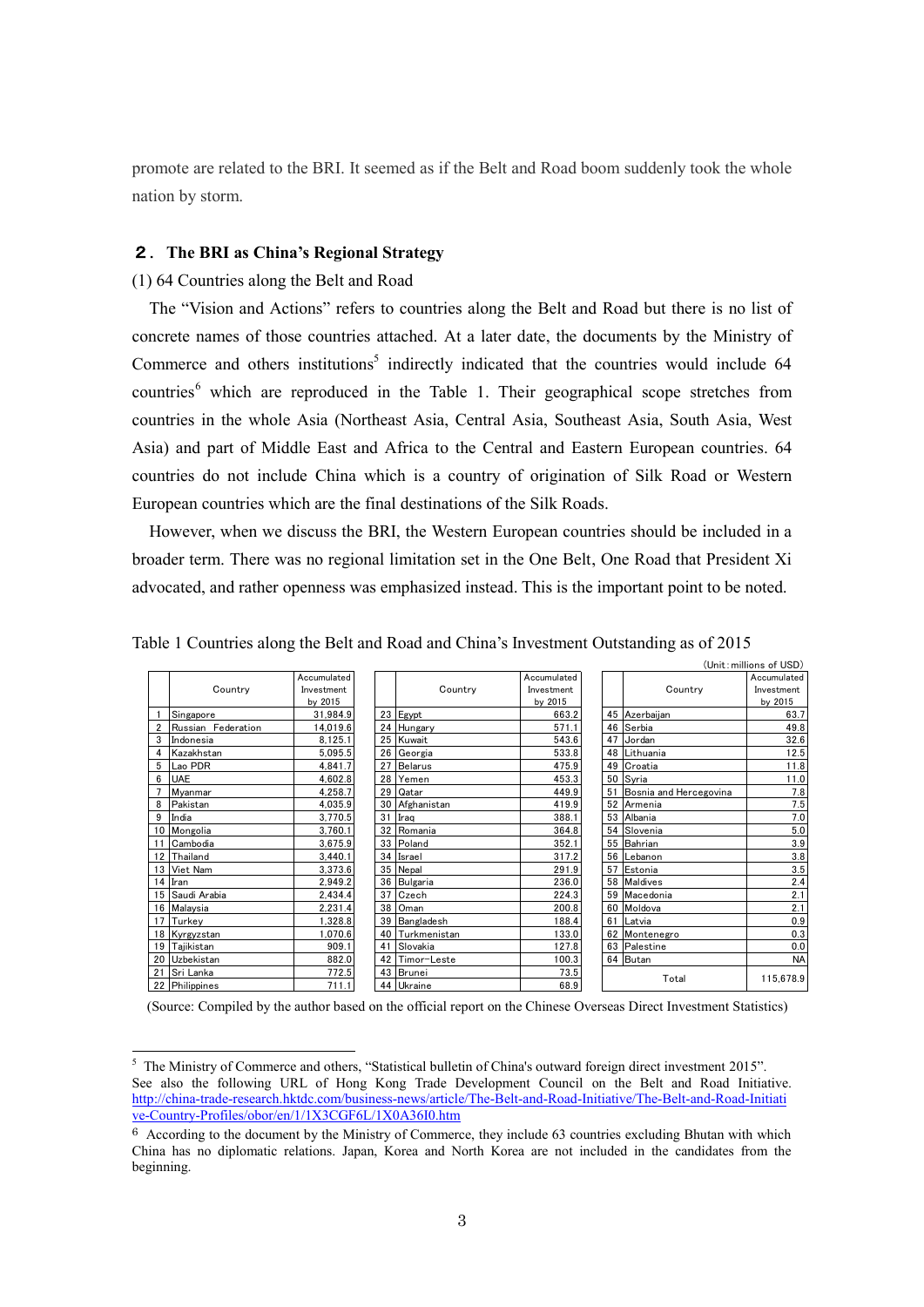promote are related to the BRI. It seemed as if the Belt and Road boom suddenly took the whole nation by storm.

## ２. The BRI as China's Regional Strategy

(1) 64 Countries along the Belt and Road

The "Vision and Actions" refers to countries along the Belt and Road but there is no list of concrete names of those countries attached. At a later date, the documents by the Ministry of Commerce and others institutions[5] indirectly indicated that the countries would include 64 countries[6] which are reproduced in the Table 1. Their geographical scope stretches from countries in the whole Asia (Northeast Asia, Central Asia, Southeast Asia, South Asia, West Asia) and part of Middle East and Africa to the Central and Eastern European countries. 64 countries do not include China which is a country of origination of Silk Road or Western European countries which are the final destinations of the Silk Roads.

However, when we discuss the BRI, the Western European countries should be included in a broader term. There was no regional limitation set in the One Belt, One Road that President Xi advocated, and rather openness was emphasized instead. This is the important point to be noted.

Table 1 Countries along the Belt and Road and China's Investment Outstanding as of 2015

(Unit: millions of USD)

| | Country | Accumulated Investment by 2015 | | Country | Accumulated Investment by 2015 | | Country | Accumulated Investment by 2015 |
|---|---|---|---|---|---|---|---|---|
| 1 | Singapore | 31,984.9 | 23 | Egypt | 663.2 | 45 | Azerbaijan | 63.7 |
| 2 | Russian Federation | 14,019.6 | 24 | Hungary | 571.1 | 46 | Serbia | 49.8 |
| 3 | Indonesia | 8,125.1 | 25 | Kuwait | 543.6 | 47 | Jordan | 32.6 |
| 4 | Kazakhstan | 5,095.5 | 26 | Georgia | 533.8 | 48 | Lithuania | 12.5 |
| 5 | Lao PDR | 4,841.7 | 27 | Belarus | 475.9 | 49 | Croatia | 11.8 |
| 6 | UAE | 4,602.8 | 28 | Yemen | 453.3 | 50 | Syria | 11.0 |
| 7 | Myanmar | 4,258.7 | 29 | Qatar | 449.9 | 51 | Bosnia and Hercegovina | 7.8 |
| 8 | Pakistan | 4,035.9 | 30 | Afghanistan | 419.9 | 52 | Armenia | 7.5 |
| 9 | India | 3,770.5 | 31 | Iraq | 388.1 | 53 | Albania | 7.0 |
| 10 | Mongolia | 3,760.1 | 32 | Romania | 364.8 | 54 | Slovenia | 5.0 |
| 11 | Cambodia | 3,675.9 | 33 | Poland | 352.1 | 55 | Bahrian | 3.9 |
| 12 | Thailand | 3,440.1 | 34 | Israel | 317.2 | 56 | Lebanon | 3.8 |
| 13 | Viet Nam | 3,373.6 | 35 | Nepal | 291.9 | 57 | Estonia | 3.5 |
| 14 | Iran | 2,949.2 | 36 | Bulgaria | 236.0 | 58 | Maldives | 2.4 |
| 15 | Saudi Arabia | 2,434.4 | 37 | Czech | 224.3 | 59 | Macedonia | 2.1 |
| 16 | Malaysia | 2,231.4 | 38 | Oman | 200.8 | 60 | Moldova | 2.1 |
| 17 | Turkey | 1,328.8 | 39 | Bangladesh | 188.4 | 61 | Latvia | 0.9 |
| 18 | Kyrgyzstan | 1,070.6 | 40 | Turkmenistan | 133.0 | 62 | Montenegro | 0.3 |
| 19 | Tajikistan | 909.1 | 41 | Slovakia | 127.8 | 63 | Palestine | 0.0 |
| 20 | Uzbekistan | 882.0 | 42 | Timor-Leste | 100.3 | 64 | Butan | NA |
| 21 | Sri Lanka | 772.5 | 43 | Brunei | 73.5 | | Total | 115,678.9 |
| 22 | Philippines | 711.1 | 44 | Ukraine | 68.9 | | | |

(Source: Compiled by the author based on the official report on the Chinese Overseas Direct Investment Statistics)

[5] The Ministry of Commerce and others, "Statistical bulletin of China's outward foreign direct investment 2015". See also the following URL of Hong Kong Trade Development Council on the Belt and Road Initiative. http://china-trade-research.hktdc.com/business-news/article/The-Belt-and-Road-Initiative/The-Belt-and-Road-Initiative-Country-Profiles/obor/en/1/1X3CGF6L/1X0A36I0.htm

[6] According to the document by the Ministry of Commerce, they include 63 countries excluding Bhutan with which China has no diplomatic relations. Japan, Korea and North Korea are not included in the candidates from the beginning.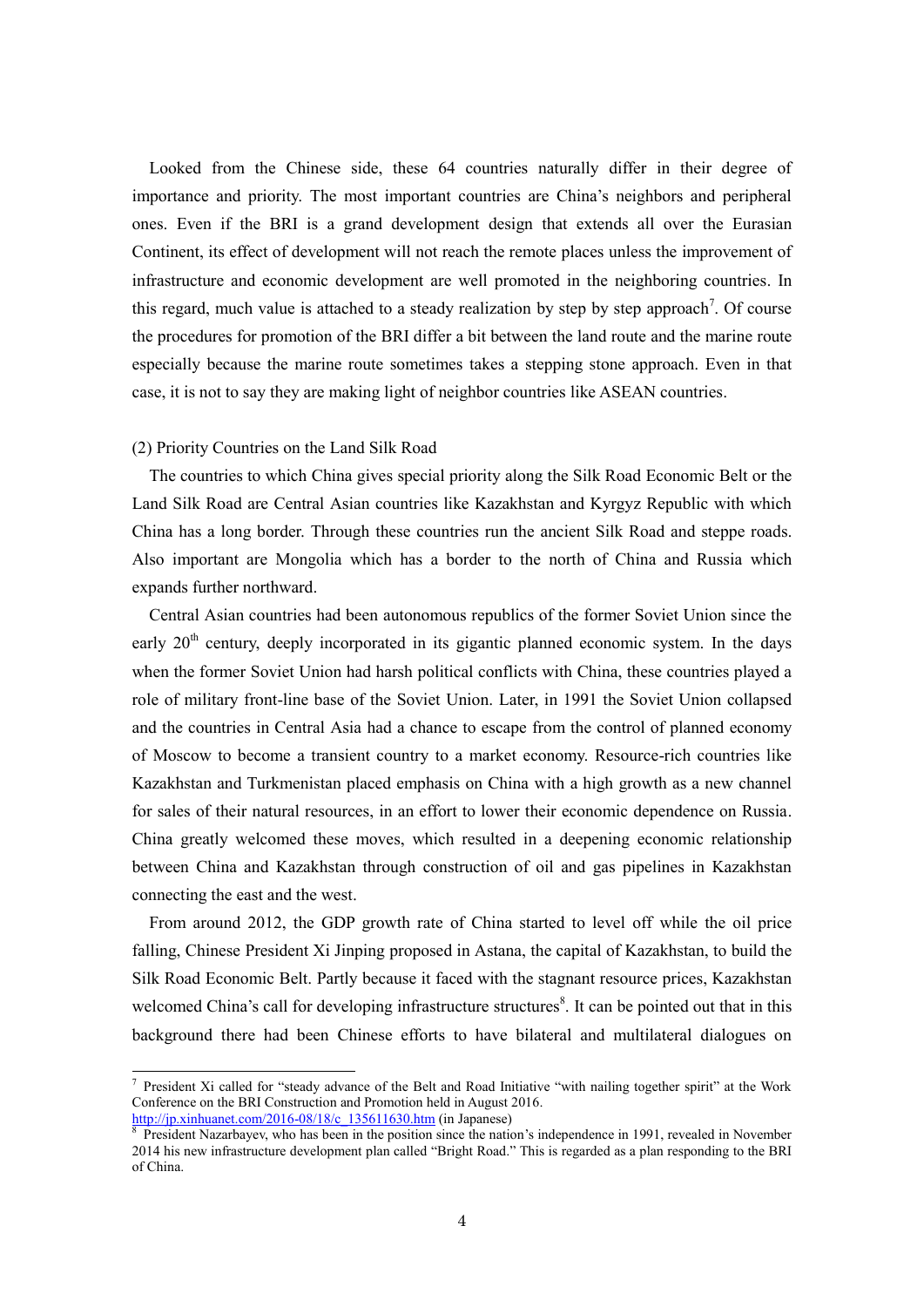Looked from the Chinese side, these 64 countries naturally differ in their degree of importance and priority. The most important countries are China's neighbors and peripheral ones. Even if the BRI is a grand development design that extends all over the Eurasian Continent, its effect of development will not reach the remote places unless the improvement of infrastructure and economic development are well promoted in the neighboring countries. In this regard, much value is attached to a steady realization by step by step approach[7]. Of course the procedures for promotion of the BRI differ a bit between the land route and the marine route especially because the marine route sometimes takes a stepping stone approach. Even in that case, it is not to say they are making light of neighbor countries like ASEAN countries.

(2) Priority Countries on the Land Silk Road

The countries to which China gives special priority along the Silk Road Economic Belt or the Land Silk Road are Central Asian countries like Kazakhstan and Kyrgyz Republic with which China has a long border. Through these countries run the ancient Silk Road and steppe roads. Also important are Mongolia which has a border to the north of China and Russia which expands further northward.

Central Asian countries had been autonomous republics of the former Soviet Union since the early 20th century, deeply incorporated in its gigantic planned economic system. In the days when the former Soviet Union had harsh political conflicts with China, these countries played a role of military front-line base of the Soviet Union. Later, in 1991 the Soviet Union collapsed and the countries in Central Asia had a chance to escape from the control of planned economy of Moscow to become a transient country to a market economy. Resource-rich countries like Kazakhstan and Turkmenistan placed emphasis on China with a high growth as a new channel for sales of their natural resources, in an effort to lower their economic dependence on Russia. China greatly welcomed these moves, which resulted in a deepening economic relationship between China and Kazakhstan through construction of oil and gas pipelines in Kazakhstan connecting the east and the west.

From around 2012, the GDP growth rate of China started to level off while the oil price falling, Chinese President Xi Jinping proposed in Astana, the capital of Kazakhstan, to build the Silk Road Economic Belt. Partly because it faced with the stagnant resource prices, Kazakhstan welcomed China's call for developing infrastructure structures[8]. It can be pointed out that in this background there had been Chinese efforts to have bilateral and multilateral dialogues on

---

[7] President Xi called for "steady advance of the Belt and Road Initiative "with nailing together spirit" at the Work Conference on the BRI Construction and Promotion held in August 2016.
http://jp.xinhuanet.com/2016-08/18/c_135611630.htm (in Japanese)

[8] President Nazarbayev, who has been in the position since the nation's independence in 1991, revealed in November 2014 his new infrastructure development plan called "Bright Road." This is regarded as a plan responding to the BRI of China.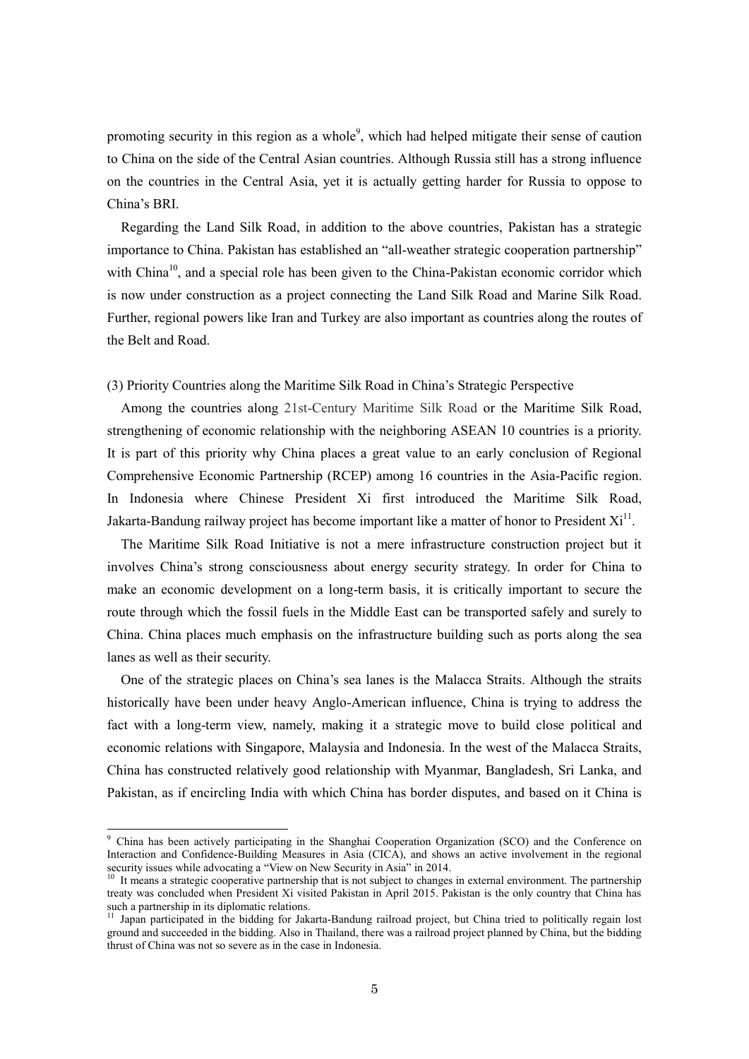promoting security in this region as a whole[9], which had helped mitigate their sense of caution to China on the side of the Central Asian countries. Although Russia still has a strong influence on the countries in the Central Asia, yet it is actually getting harder for Russia to oppose to China's BRI.

Regarding the Land Silk Road, in addition to the above countries, Pakistan has a strategic importance to China. Pakistan has established an "all-weather strategic cooperation partnership" with China[10], and a special role has been given to the China-Pakistan economic corridor which is now under construction as a project connecting the Land Silk Road and Marine Silk Road. Further, regional powers like Iran and Turkey are also important as countries along the routes of the Belt and Road.

(3) Priority Countries along the Maritime Silk Road in China's Strategic Perspective

Among the countries along 21st-Century Maritime Silk Road or the Maritime Silk Road, strengthening of economic relationship with the neighboring ASEAN 10 countries is a priority. It is part of this priority why China places a great value to an early conclusion of Regional Comprehensive Economic Partnership (RCEP) among 16 countries in the Asia-Pacific region. In Indonesia where Chinese President Xi first introduced the Maritime Silk Road, Jakarta-Bandung railway project has become important like a matter of honor to President Xi[11].

The Maritime Silk Road Initiative is not a mere infrastructure construction project but it involves China's strong consciousness about energy security strategy. In order for China to make an economic development on a long-term basis, it is critically important to secure the route through which the fossil fuels in the Middle East can be transported safely and surely to China. China places much emphasis on the infrastructure building such as ports along the sea lanes as well as their security.

One of the strategic places on China's sea lanes is the Malacca Straits. Although the straits historically have been under heavy Anglo-American influence, China is trying to address the fact with a long-term view, namely, making it a strategic move to build close political and economic relations with Singapore, Malaysia and Indonesia. In the west of the Malacca Straits, China has constructed relatively good relationship with Myanmar, Bangladesh, Sri Lanka, and Pakistan, as if encircling India with which China has border disputes, and based on it China is

---

[9] China has been actively participating in the Shanghai Cooperation Organization (SCO) and the Conference on Interaction and Confidence-Building Measures in Asia (CICA), and shows an active involvement in the regional security issues while advocating a "View on New Security in Asia" in 2014.

[10] It means a strategic cooperative partnership that is not subject to changes in external environment. The partnership treaty was concluded when President Xi visited Pakistan in April 2015. Pakistan is the only country that China has such a partnership in its diplomatic relations.

[11] Japan participated in the bidding for Jakarta-Bandung railroad project, but China tried to politically regain lost ground and succeeded in the bidding. Also in Thailand, there was a railroad project planned by China, but the bidding thrust of China was not so severe as in the case in Indonesia.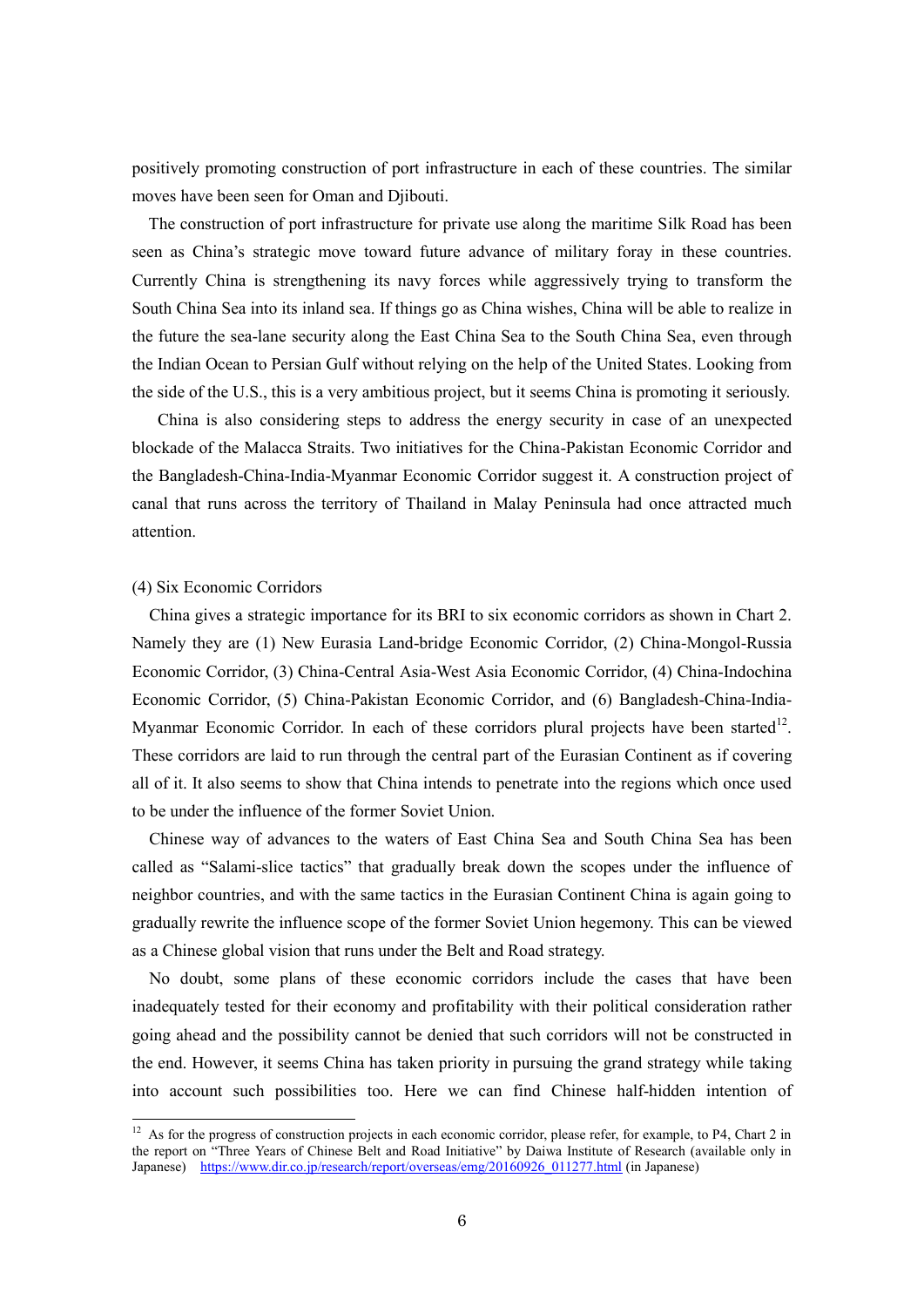positively promoting construction of port infrastructure in each of these countries. The similar moves have been seen for Oman and Djibouti.

The construction of port infrastructure for private use along the maritime Silk Road has been seen as China's strategic move toward future advance of military foray in these countries. Currently China is strengthening its navy forces while aggressively trying to transform the South China Sea into its inland sea. If things go as China wishes, China will be able to realize in the future the sea-lane security along the East China Sea to the South China Sea, even through the Indian Ocean to Persian Gulf without relying on the help of the United States. Looking from the side of the U.S., this is a very ambitious project, but it seems China is promoting it seriously.

China is also considering steps to address the energy security in case of an unexpected blockade of the Malacca Straits. Two initiatives for the China-Pakistan Economic Corridor and the Bangladesh-China-India-Myanmar Economic Corridor suggest it. A construction project of canal that runs across the territory of Thailand in Malay Peninsula had once attracted much attention.

(4) Six Economic Corridors

China gives a strategic importance for its BRI to six economic corridors as shown in Chart 2. Namely they are (1) New Eurasia Land-bridge Economic Corridor, (2) China-Mongol-Russia Economic Corridor, (3) China-Central Asia-West Asia Economic Corridor, (4) China-Indochina Economic Corridor, (5) China-Pakistan Economic Corridor, and (6) Bangladesh-China-India-Myanmar Economic Corridor. In each of these corridors plural projects have been started[12]. These corridors are laid to run through the central part of the Eurasian Continent as if covering all of it. It also seems to show that China intends to penetrate into the regions which once used to be under the influence of the former Soviet Union.

Chinese way of advances to the waters of East China Sea and South China Sea has been called as "Salami-slice tactics" that gradually break down the scopes under the influence of neighbor countries, and with the same tactics in the Eurasian Continent China is again going to gradually rewrite the influence scope of the former Soviet Union hegemony. This can be viewed as a Chinese global vision that runs under the Belt and Road strategy.

No doubt, some plans of these economic corridors include the cases that have been inadequately tested for their economy and profitability with their political consideration rather going ahead and the possibility cannot be denied that such corridors will not be constructed in the end. However, it seems China has taken priority in pursuing the grand strategy while taking into account such possibilities too. Here we can find Chinese half-hidden intention of

---

[12] As for the progress of construction projects in each economic corridor, please refer, for example, to P4, Chart 2 in the report on "Three Years of Chinese Belt and Road Initiative" by Daiwa Institute of Research (available only in Japanese) https://www.dir.co.jp/research/report/overseas/emg/20160926_011277.html (in Japanese)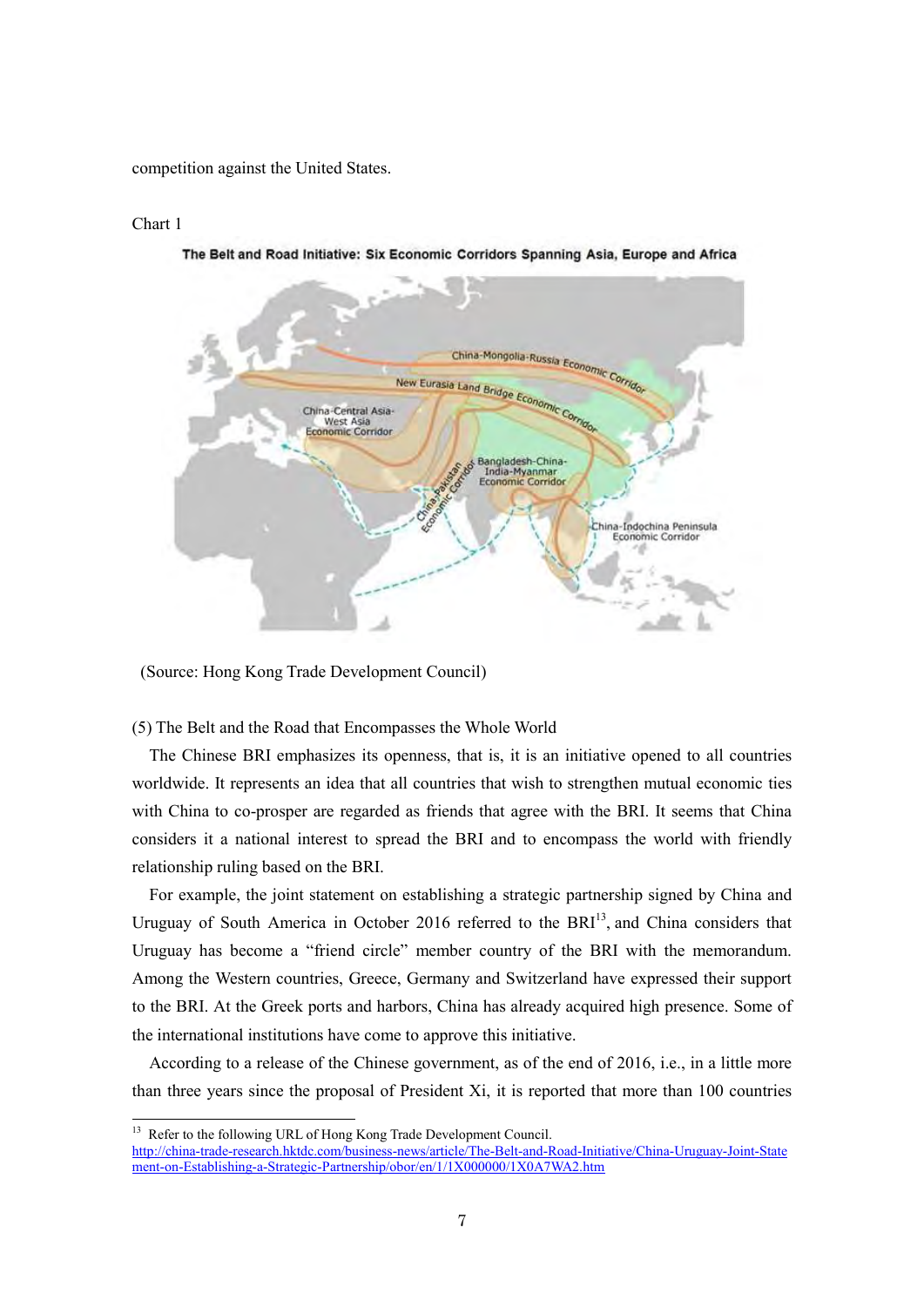competition against the United States.

Chart 1

The Belt and Road Initiative: Six Economic Corridors Spanning Asia, Europe and Africa

(Source: Hong Kong Trade Development Council)

(5) The Belt and the Road that Encompasses the Whole World

The Chinese BRI emphasizes its openness, that is, it is an initiative opened to all countries worldwide. It represents an idea that all countries that wish to strengthen mutual economic ties with China to co-prosper are regarded as friends that agree with the BRI. It seems that China considers it a national interest to spread the BRI and to encompass the world with friendly relationship ruling based on the BRI.

For example, the joint statement on establishing a strategic partnership signed by China and Uruguay of South America in October 2016 referred to the BRI[13], and China considers that Uruguay has become a "friend circle" member country of the BRI with the memorandum. Among the Western countries, Greece, Germany and Switzerland have expressed their support to the BRI. At the Greek ports and harbors, China has already acquired high presence. Some of the international institutions have come to approve this initiative.

According to a release of the Chinese government, as of the end of 2016, i.e., in a little more than three years since the proposal of President Xi, it is reported that more than 100 countries

---

[13] Refer to the following URL of Hong Kong Trade Development Council. http://china-trade-research.hktdc.com/business-news/article/The-Belt-and-Road-Initiative/China-Uruguay-Joint-Statement-on-Establishing-a-Strategic-Partnership/obor/en/1/1X000000/1X0A7WA2.htm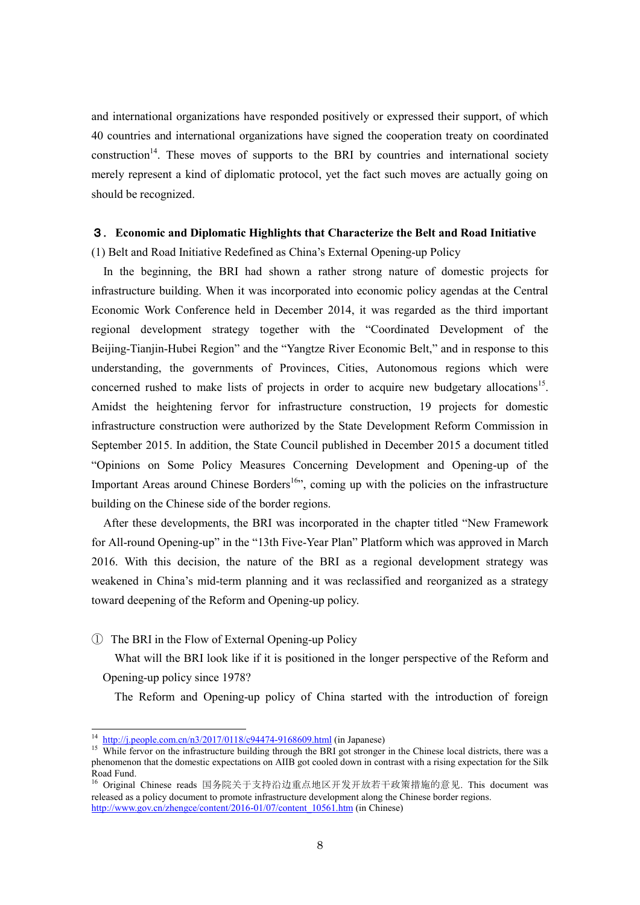and international organizations have responded positively or expressed their support, of which 40 countries and international organizations have signed the cooperation treaty on coordinated construction[14]. These moves of supports to the BRI by countries and international society merely represent a kind of diplomatic protocol, yet the fact such moves are actually going on should be recognized.

## ３． Economic and Diplomatic Highlights that Characterize the Belt and Road Initiative

(1) Belt and Road Initiative Redefined as China's External Opening-up Policy

In the beginning, the BRI had shown a rather strong nature of domestic projects for infrastructure building. When it was incorporated into economic policy agendas at the Central Economic Work Conference held in December 2014, it was regarded as the third important regional development strategy together with the "Coordinated Development of the Beijing-Tianjin-Hubei Region" and the "Yangtze River Economic Belt," and in response to this understanding, the governments of Provinces, Cities, Autonomous regions which were concerned rushed to make lists of projects in order to acquire new budgetary allocations[15]. Amidst the heightening fervor for infrastructure construction, 19 projects for domestic infrastructure construction were authorized by the State Development Reform Commission in September 2015. In addition, the State Council published in December 2015 a document titled "Opinions on Some Policy Measures Concerning Development and Opening-up of the Important Areas around Chinese Borders[16]", coming up with the policies on the infrastructure building on the Chinese side of the border regions.

After these developments, the BRI was incorporated in the chapter titled "New Framework for All-round Opening-up" in the "13th Five-Year Plan" Platform which was approved in March 2016. With this decision, the nature of the BRI as a regional development strategy was weakened in China's mid-term planning and it was reclassified and reorganized as a strategy toward deepening of the Reform and Opening-up policy.

① The BRI in the Flow of External Opening-up Policy

What will the BRI look like if it is positioned in the longer perspective of the Reform and Opening-up policy since 1978?

The Reform and Opening-up policy of China started with the introduction of foreign

---

[14] http://j.people.com.cn/n3/2017/0118/c94474-9168609.html (in Japanese)

[15] While fervor on the infrastructure building through the BRI got stronger in the Chinese local districts, there was a phenomenon that the domestic expectations on AIIB got cooled down in contrast with a rising expectation for the Silk Road Fund.

[16] Original Chinese reads 国务院关于支持沿边重点地区开发开放若干政策措施的意见. This document was released as a policy document to promote infrastructure development along the Chinese border regions. http://www.gov.cn/zhengce/content/2016-01/07/content_10561.htm (in Chinese)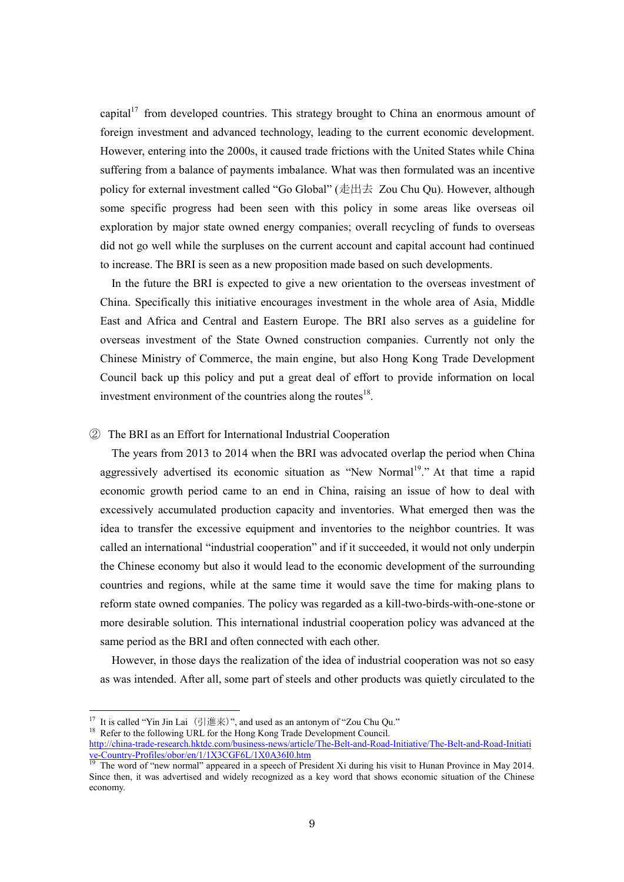capital[17] from developed countries. This strategy brought to China an enormous amount of foreign investment and advanced technology, leading to the current economic development. However, entering into the 2000s, it caused trade frictions with the United States while China suffering from a balance of payments imbalance. What was then formulated was an incentive policy for external investment called "Go Global" (走出去 Zou Chu Qu). However, although some specific progress had been seen with this policy in some areas like overseas oil exploration by major state owned energy companies; overall recycling of funds to overseas did not go well while the surpluses on the current account and capital account had continued to increase. The BRI is seen as a new proposition made based on such developments.

In the future the BRI is expected to give a new orientation to the overseas investment of China. Specifically this initiative encourages investment in the whole area of Asia, Middle East and Africa and Central and Eastern Europe. The BRI also serves as a guideline for overseas investment of the State Owned construction companies. Currently not only the Chinese Ministry of Commerce, the main engine, but also Hong Kong Trade Development Council back up this policy and put a great deal of effort to provide information on local investment environment of the countries along the routes[18].

② The BRI as an Effort for International Industrial Cooperation

The years from 2013 to 2014 when the BRI was advocated overlap the period when China aggressively advertised its economic situation as "New Normal[19]." At that time a rapid economic growth period came to an end in China, raising an issue of how to deal with excessively accumulated production capacity and inventories. What emerged then was the idea to transfer the excessive equipment and inventories to the neighbor countries. It was called an international "industrial cooperation" and if it succeeded, it would not only underpin the Chinese economy but also it would lead to the economic development of the surrounding countries and regions, while at the same time it would save the time for making plans to reform state owned companies. The policy was regarded as a kill-two-birds-with-one-stone or more desirable solution. This international industrial cooperation policy was advanced at the same period as the BRI and often connected with each other.

However, in those days the realization of the idea of industrial cooperation was not so easy as was intended. After all, some part of steels and other products was quietly circulated to the

---

[17] It is called "Yin Jin Lai（引進来）", and used as an antonym of "Zou Chu Qu."

[18] Refer to the following URL for the Hong Kong Trade Development Council.
http://china-trade-research.hktdc.com/business-news/article/The-Belt-and-Road-Initiative/The-Belt-and-Road-Initiative-Country-Profiles/obor/en/1/1X3CGF6L/1X0A36I0.htm

[19] The word of "new normal" appeared in a speech of President Xi during his visit to Hunan Province in May 2014. Since then, it was advertised and widely recognized as a key word that shows economic situation of the Chinese economy.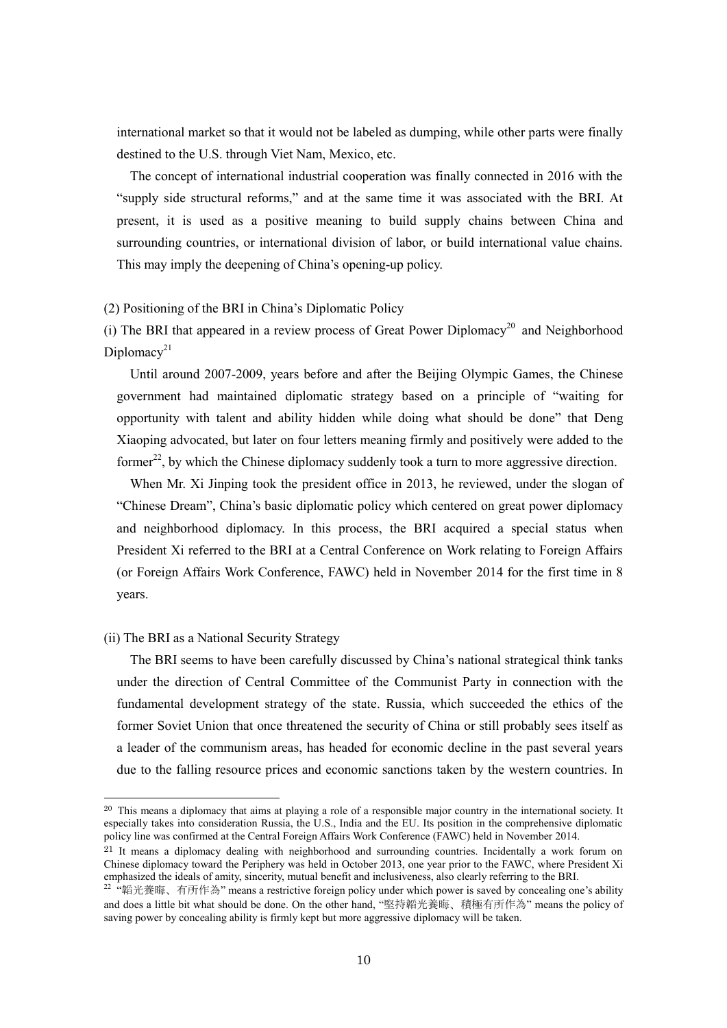international market so that it would not be labeled as dumping, while other parts were finally destined to the U.S. through Viet Nam, Mexico, etc.

The concept of international industrial cooperation was finally connected in 2016 with the "supply side structural reforms," and at the same time it was associated with the BRI. At present, it is used as a positive meaning to build supply chains between China and surrounding countries, or international division of labor, or build international value chains. This may imply the deepening of China's opening-up policy.

(2) Positioning of the BRI in China's Diplomatic Policy

(i) The BRI that appeared in a review process of Great Power Diplomacy[20] and Neighborhood Diplomacy[21]

Until around 2007-2009, years before and after the Beijing Olympic Games, the Chinese government had maintained diplomatic strategy based on a principle of "waiting for opportunity with talent and ability hidden while doing what should be done" that Deng Xiaoping advocated, but later on four letters meaning firmly and positively were added to the former[22], by which the Chinese diplomacy suddenly took a turn to more aggressive direction.

When Mr. Xi Jinping took the president office in 2013, he reviewed, under the slogan of "Chinese Dream", China's basic diplomatic policy which centered on great power diplomacy and neighborhood diplomacy. In this process, the BRI acquired a special status when President Xi referred to the BRI at a Central Conference on Work relating to Foreign Affairs (or Foreign Affairs Work Conference, FAWC) held in November 2014 for the first time in 8 years.

(ii) The BRI as a National Security Strategy

The BRI seems to have been carefully discussed by China's national strategical think tanks under the direction of Central Committee of the Communist Party in connection with the fundamental development strategy of the state. Russia, which succeeded the ethics of the former Soviet Union that once threatened the security of China or still probably sees itself as a leader of the communism areas, has headed for economic decline in the past several years due to the falling resource prices and economic sanctions taken by the western countries. In

---

[20] This means a diplomacy that aims at playing a role of a responsible major country in the international society. It especially takes into consideration Russia, the U.S., India and the EU. Its position in the comprehensive diplomatic policy line was confirmed at the Central Foreign Affairs Work Conference (FAWC) held in November 2014.

[21] It means a diplomacy dealing with neighborhood and surrounding countries. Incidentally a work forum on Chinese diplomacy toward the Periphery was held in October 2013, one year prior to the FAWC, where President Xi emphasized the ideals of amity, sincerity, mutual benefit and inclusiveness, also clearly referring to the BRI.

[22] "韜光養晦、有所作為" means a restrictive foreign policy under which power is saved by concealing one's ability and does a little bit what should be done. On the other hand, "堅持韜光養晦、積極有所作為" means the policy of saving power by concealing ability is firmly kept but more aggressive diplomacy will be taken.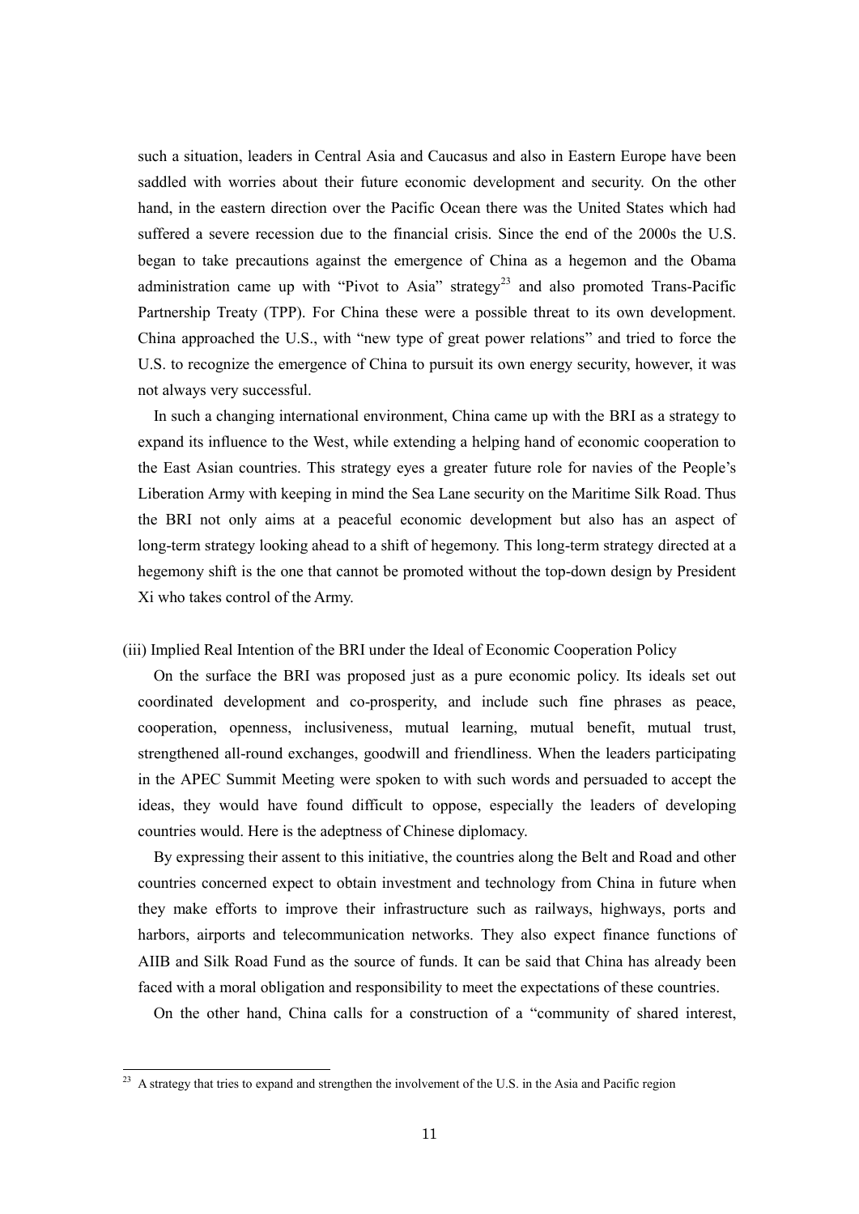such a situation, leaders in Central Asia and Caucasus and also in Eastern Europe have been saddled with worries about their future economic development and security. On the other hand, in the eastern direction over the Pacific Ocean there was the United States which had suffered a severe recession due to the financial crisis. Since the end of the 2000s the U.S. began to take precautions against the emergence of China as a hegemon and the Obama administration came up with "Pivot to Asia" strategy[23] and also promoted Trans-Pacific Partnership Treaty (TPP). For China these were a possible threat to its own development. China approached the U.S., with "new type of great power relations" and tried to force the U.S. to recognize the emergence of China to pursuit its own energy security, however, it was not always very successful.

In such a changing international environment, China came up with the BRI as a strategy to expand its influence to the West, while extending a helping hand of economic cooperation to the East Asian countries. This strategy eyes a greater future role for navies of the People's Liberation Army with keeping in mind the Sea Lane security on the Maritime Silk Road. Thus the BRI not only aims at a peaceful economic development but also has an aspect of long-term strategy looking ahead to a shift of hegemony. This long-term strategy directed at a hegemony shift is the one that cannot be promoted without the top-down design by President Xi who takes control of the Army.

(iii) Implied Real Intention of the BRI under the Ideal of Economic Cooperation Policy

On the surface the BRI was proposed just as a pure economic policy. Its ideals set out coordinated development and co-prosperity, and include such fine phrases as peace, cooperation, openness, inclusiveness, mutual learning, mutual benefit, mutual trust, strengthened all-round exchanges, goodwill and friendliness. When the leaders participating in the APEC Summit Meeting were spoken to with such words and persuaded to accept the ideas, they would have found difficult to oppose, especially the leaders of developing countries would. Here is the adeptness of Chinese diplomacy.

By expressing their assent to this initiative, the countries along the Belt and Road and other countries concerned expect to obtain investment and technology from China in future when they make efforts to improve their infrastructure such as railways, highways, ports and harbors, airports and telecommunication networks. They also expect finance functions of AIIB and Silk Road Fund as the source of funds. It can be said that China has already been faced with a moral obligation and responsibility to meet the expectations of these countries.

On the other hand, China calls for a construction of a "community of shared interest,

[23] A strategy that tries to expand and strengthen the involvement of the U.S. in the Asia and Pacific region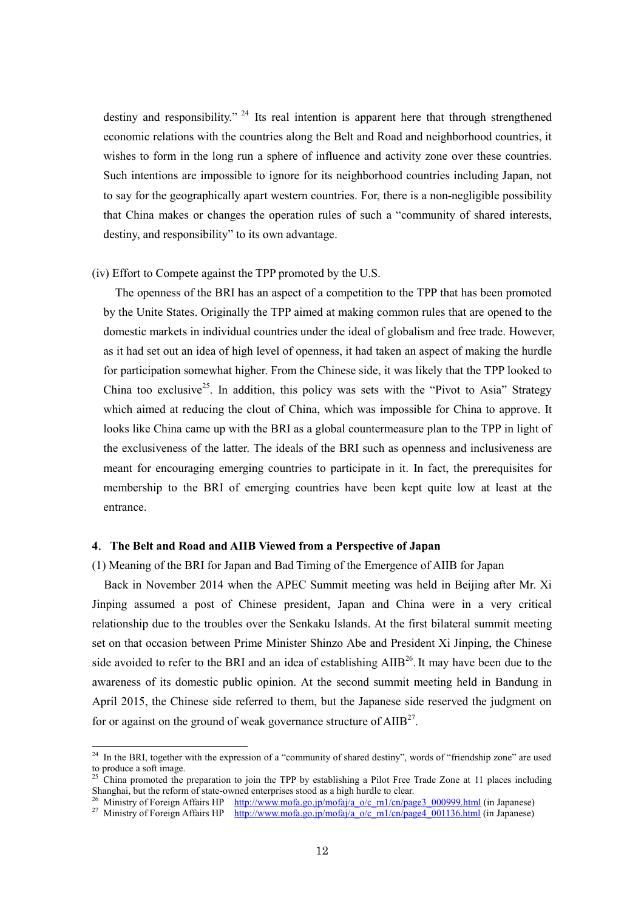destiny and responsibility."[24] Its real intention is apparent here that through strengthened economic relations with the countries along the Belt and Road and neighborhood countries, it wishes to form in the long run a sphere of influence and activity zone over these countries. Such intentions are impossible to ignore for its neighborhood countries including Japan, not to say for the geographically apart western countries. For, there is a non-negligible possibility that China makes or changes the operation rules of such a "community of shared interests, destiny, and responsibility" to its own advantage.

(iv) Effort to Compete against the TPP promoted by the U.S.

The openness of the BRI has an aspect of a competition to the TPP that has been promoted by the Unite States. Originally the TPP aimed at making common rules that are opened to the domestic markets in individual countries under the ideal of globalism and free trade. However, as it had set out an idea of high level of openness, it had taken an aspect of making the hurdle for participation somewhat higher. From the Chinese side, it was likely that the TPP looked to China too exclusive[25]. In addition, this policy was sets with the "Pivot to Asia" Strategy which aimed at reducing the clout of China, which was impossible for China to approve. It looks like China came up with the BRI as a global countermeasure plan to the TPP in light of the exclusiveness of the latter. The ideals of the BRI such as openness and inclusiveness are meant for encouraging emerging countries to participate in it. In fact, the prerequisites for membership to the BRI of emerging countries have been kept quite low at least at the entrance.

## 4. The Belt and Road and AIIB Viewed from a Perspective of Japan

(1) Meaning of the BRI for Japan and Bad Timing of the Emergence of AIIB for Japan

Back in November 2014 when the APEC Summit meeting was held in Beijing after Mr. Xi Jinping assumed a post of Chinese president, Japan and China were in a very critical relationship due to the troubles over the Senkaku Islands. At the first bilateral summit meeting set on that occasion between Prime Minister Shinzo Abe and President Xi Jinping, the Chinese side avoided to refer to the BRI and an idea of establishing AIIB[26]. It may have been due to the awareness of its domestic public opinion. At the second summit meeting held in Bandung in April 2015, the Chinese side referred to them, but the Japanese side reserved the judgment on for or against on the ground of weak governance structure of AIIB[27].

---

[24] In the BRI, together with the expression of a "community of shared destiny", words of "friendship zone" are used to produce a soft image.

[25] China promoted the preparation to join the TPP by establishing a Pilot Free Trade Zone at 11 places including Shanghai, but the reform of state-owned enterprises stood as a high hurdle to clear.

[26] Ministry of Foreign Affairs HP http://www.mofa.go.jp/mofaj/a_o/c_m1/cn/page3_000999.html (in Japanese)

[27] Ministry of Foreign Affairs HP http://www.mofa.go.jp/mofaj/a_o/c_m1/cn/page4_001136.html (in Japanese)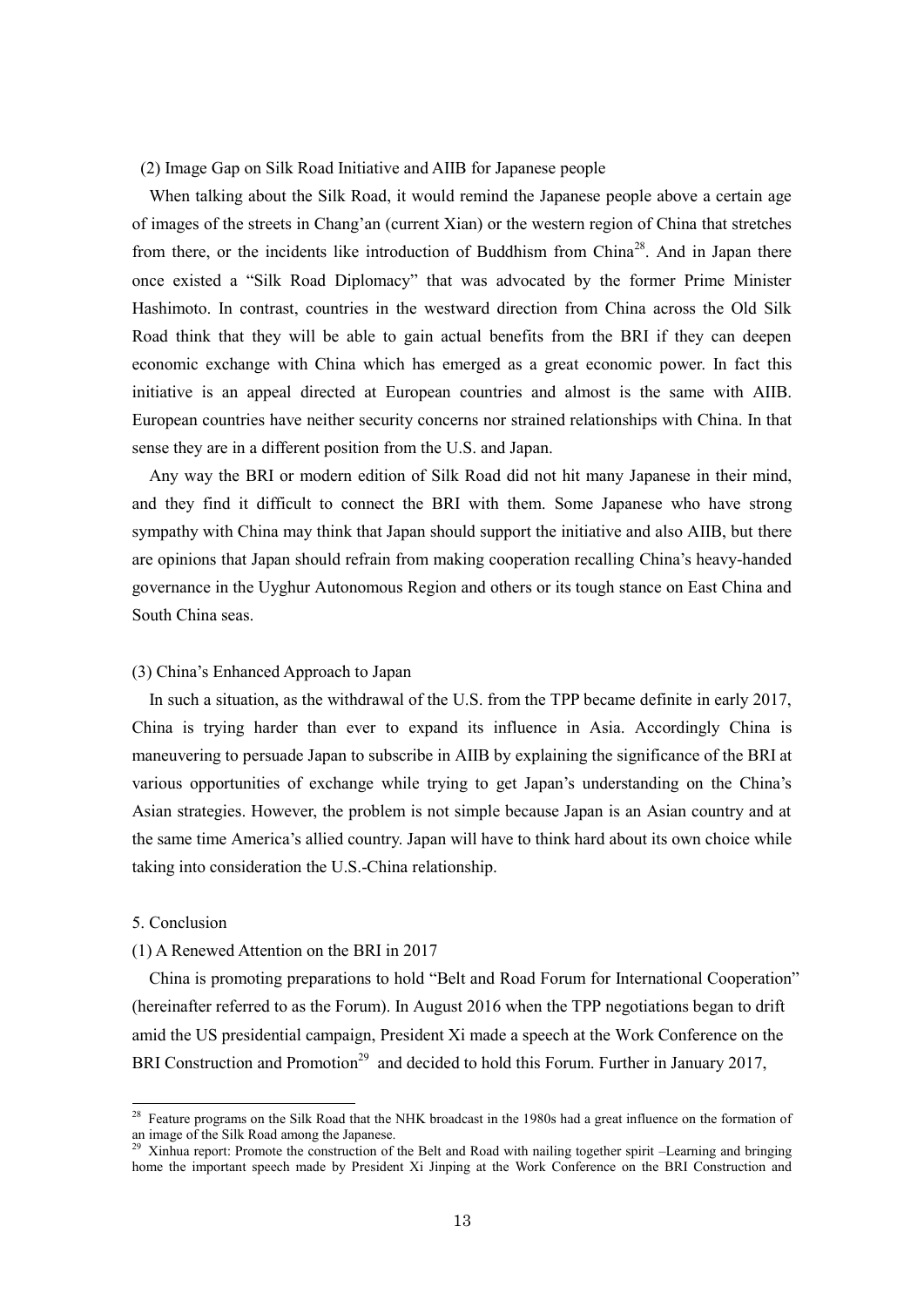### (2) Image Gap on Silk Road Initiative and AIIB for Japanese people

When talking about the Silk Road, it would remind the Japanese people above a certain age of images of the streets in Chang'an (current Xian) or the western region of China that stretches from there, or the incidents like introduction of Buddhism from China[28]. And in Japan there once existed a "Silk Road Diplomacy" that was advocated by the former Prime Minister Hashimoto. In contrast, countries in the westward direction from China across the Old Silk Road think that they will be able to gain actual benefits from the BRI if they can deepen economic exchange with China which has emerged as a great economic power. In fact this initiative is an appeal directed at European countries and almost is the same with AIIB. European countries have neither security concerns nor strained relationships with China. In that sense they are in a different position from the U.S. and Japan.

Any way the BRI or modern edition of Silk Road did not hit many Japanese in their mind, and they find it difficult to connect the BRI with them. Some Japanese who have strong sympathy with China may think that Japan should support the initiative and also AIIB, but there are opinions that Japan should refrain from making cooperation recalling China's heavy-handed governance in the Uyghur Autonomous Region and others or its tough stance on East China and South China seas.

### (3) China's Enhanced Approach to Japan

In such a situation, as the withdrawal of the U.S. from the TPP became definite in early 2017, China is trying harder than ever to expand its influence in Asia. Accordingly China is maneuvering to persuade Japan to subscribe in AIIB by explaining the significance of the BRI at various opportunities of exchange while trying to get Japan's understanding on the China's Asian strategies. However, the problem is not simple because Japan is an Asian country and at the same time America's allied country. Japan will have to think hard about its own choice while taking into consideration the U.S.-China relationship.

## 5. Conclusion

### (1) A Renewed Attention on the BRI in 2017

China is promoting preparations to hold "Belt and Road Forum for International Cooperation" (hereinafter referred to as the Forum). In August 2016 when the TPP negotiations began to drift amid the US presidential campaign, President Xi made a speech at the Work Conference on the BRI Construction and Promotion[29] and decided to hold this Forum. Further in January 2017,

---

[28] Feature programs on the Silk Road that the NHK broadcast in the 1980s had a great influence on the formation of an image of the Silk Road among the Japanese.

[29] Xinhua report: Promote the construction of the Belt and Road with nailing together spirit –Learning and bringing home the important speech made by President Xi Jinping at the Work Conference on the BRI Construction and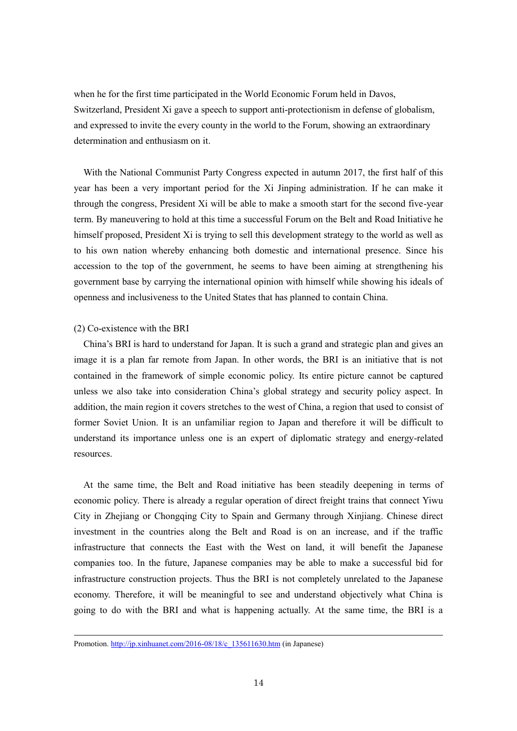when he for the first time participated in the World Economic Forum held in Davos, Switzerland, President Xi gave a speech to support anti-protectionism in defense of globalism, and expressed to invite the every county in the world to the Forum, showing an extraordinary determination and enthusiasm on it.

With the National Communist Party Congress expected in autumn 2017, the first half of this year has been a very important period for the Xi Jinping administration. If he can make it through the congress, President Xi will be able to make a smooth start for the second five-year term. By maneuvering to hold at this time a successful Forum on the Belt and Road Initiative he himself proposed, President Xi is trying to sell this development strategy to the world as well as to his own nation whereby enhancing both domestic and international presence. Since his accession to the top of the government, he seems to have been aiming at strengthening his government base by carrying the international opinion with himself while showing his ideals of openness and inclusiveness to the United States that has planned to contain China.

(2) Co-existence with the BRI

China's BRI is hard to understand for Japan. It is such a grand and strategic plan and gives an image it is a plan far remote from Japan. In other words, the BRI is an initiative that is not contained in the framework of simple economic policy. Its entire picture cannot be captured unless we also take into consideration China's global strategy and security policy aspect. In addition, the main region it covers stretches to the west of China, a region that used to consist of former Soviet Union. It is an unfamiliar region to Japan and therefore it will be difficult to understand its importance unless one is an expert of diplomatic strategy and energy-related resources.

At the same time, the Belt and Road initiative has been steadily deepening in terms of economic policy. There is already a regular operation of direct freight trains that connect Yiwu City in Zhejiang or Chongqing City to Spain and Germany through Xinjiang. Chinese direct investment in the countries along the Belt and Road is on an increase, and if the traffic infrastructure that connects the East with the West on land, it will benefit the Japanese companies too. In the future, Japanese companies may be able to make a successful bid for infrastructure construction projects. Thus the BRI is not completely unrelated to the Japanese economy. Therefore, it will be meaningful to see and understand objectively what China is going to do with the BRI and what is happening actually. At the same time, the BRI is a

---

Promotion. http://jp.xinhuanet.com/2016-08/18/c_135611630.htm (in Japanese)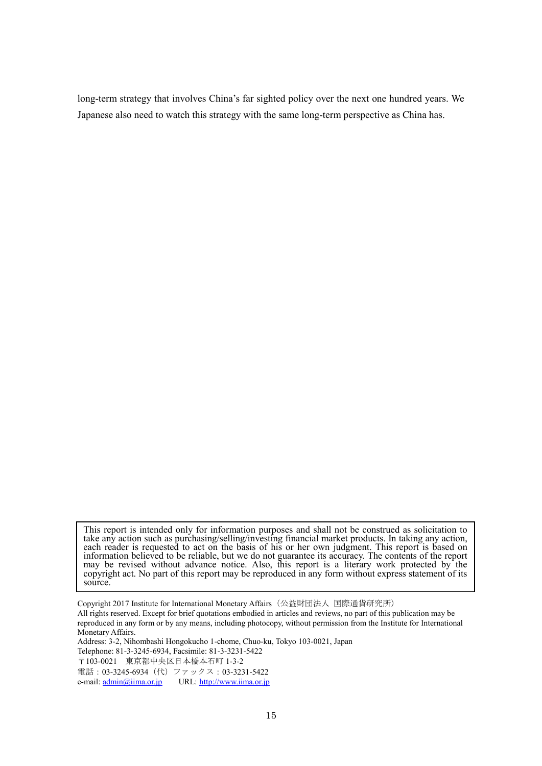long-term strategy that involves China's far sighted policy over the next one hundred years. We Japanese also need to watch this strategy with the same long-term perspective as China has.

> This report is intended only for information purposes and shall not be construed as solicitation to take any action such as purchasing/selling/investing financial market products. In taking any action, each reader is requested to act on the basis of his or her own judgment. This report is based on information believed to be reliable, but we do not guarantee its accuracy. The contents of the report may be revised without advance notice. Also, this report is a literary work protected by the copyright act. No part of this report may be reproduced in any form without express statement of its source.

Copyright 2017 Institute for International Monetary Affairs（公益財団法人 国際通貨研究所）
All rights reserved. Except for brief quotations embodied in articles and reviews, no part of this publication may be reproduced in any form or by any means, including photocopy, without permission from the Institute for International Monetary Affairs.
Address: 3-2, Nihombashi Hongokucho 1-chome, Chuo-ku, Tokyo 103-0021, Japan
Telephone: 81-3-3245-6934, Facsimile: 81-3-3231-5422
〒103-0021　東京都中央区日本橋本石町 1-3-2
電話：03-3245-6934（代）ファックス：03-3231-5422
e-mail: admin@iima.or.jp　　URL: http://www.iima.or.jp